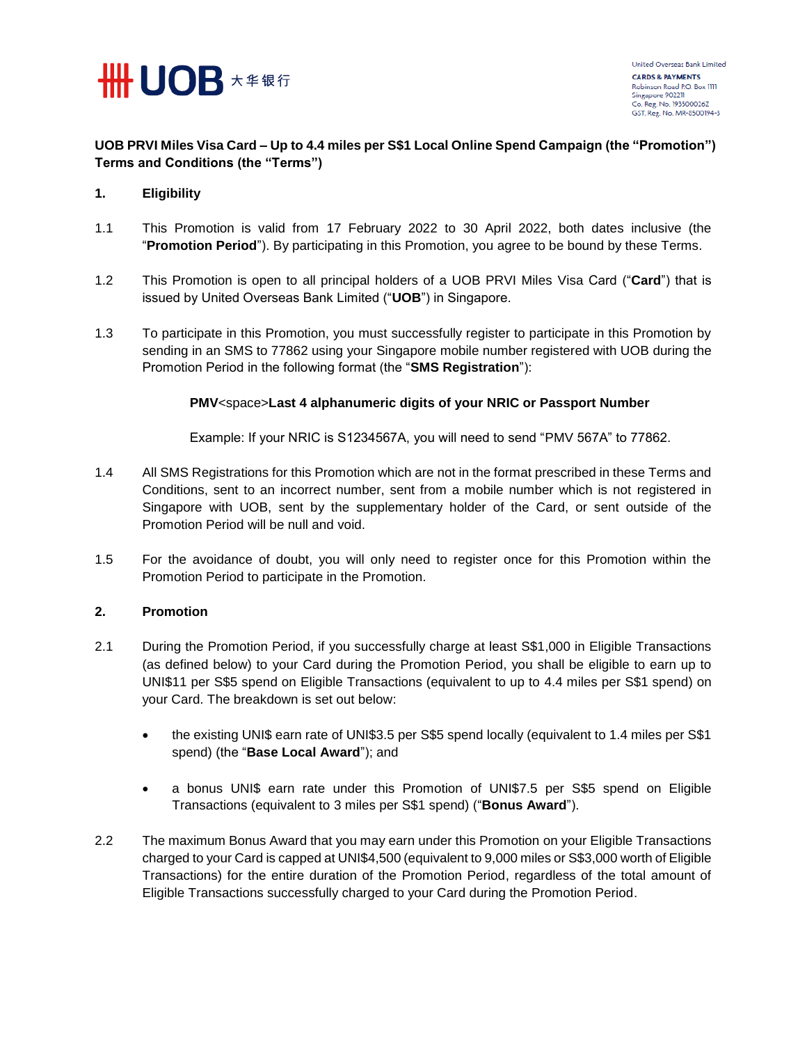UOB 大华银行

United Overseas Bank Limited
CARDS & PAYMENTS
Robinson Road P.O. Box 1111
Singapore 902211
Co. Reg. No. 193500026Z
GST. Reg. No. MR-8500194-3

**UOB PRVI Miles Visa Card – Up to 4.4 miles per S$1 Local Online Spend Campaign (the "Promotion") Terms and Conditions (the "Terms")**

## 1. Eligibility

1.1 This Promotion is valid from 17 February 2022 to 30 April 2022, both dates inclusive (the "**Promotion Period**"). By participating in this Promotion, you agree to be bound by these Terms.

1.2 This Promotion is open to all principal holders of a UOB PRVI Miles Visa Card ("**Card**") that is issued by United Overseas Bank Limited ("**UOB**") in Singapore.

1.3 To participate in this Promotion, you must successfully register to participate in this Promotion by sending in an SMS to 77862 using your Singapore mobile number registered with UOB during the Promotion Period in the following format (the "**SMS Registration**"):

**PMV**<space>**Last 4 alphanumeric digits of your NRIC or Passport Number**

Example: If your NRIC is S1234567A, you will need to send "PMV 567A" to 77862.

1.4 All SMS Registrations for this Promotion which are not in the format prescribed in these Terms and Conditions, sent to an incorrect number, sent from a mobile number which is not registered in Singapore with UOB, sent by the supplementary holder of the Card, or sent outside of the Promotion Period will be null and void.

1.5 For the avoidance of doubt, you will only need to register once for this Promotion within the Promotion Period to participate in the Promotion.

## 2. Promotion

2.1 During the Promotion Period, if you successfully charge at least S$1,000 in Eligible Transactions (as defined below) to your Card during the Promotion Period, you shall be eligible to earn up to UNI$11 per S$5 spend on Eligible Transactions (equivalent to up to 4.4 miles per S$1 spend) on your Card. The breakdown is set out below:

- the existing UNI$ earn rate of UNI$3.5 per S$5 spend locally (equivalent to 1.4 miles per S$1 spend) (the "**Base Local Award**"); and
- a bonus UNI$ earn rate under this Promotion of UNI$7.5 per S$5 spend on Eligible Transactions (equivalent to 3 miles per S$1 spend) ("**Bonus Award**").

2.2 The maximum Bonus Award that you may earn under this Promotion on your Eligible Transactions charged to your Card is capped at UNI$4,500 (equivalent to 9,000 miles or S$3,000 worth of Eligible Transactions) for the entire duration of the Promotion Period, regardless of the total amount of Eligible Transactions successfully charged to your Card during the Promotion Period.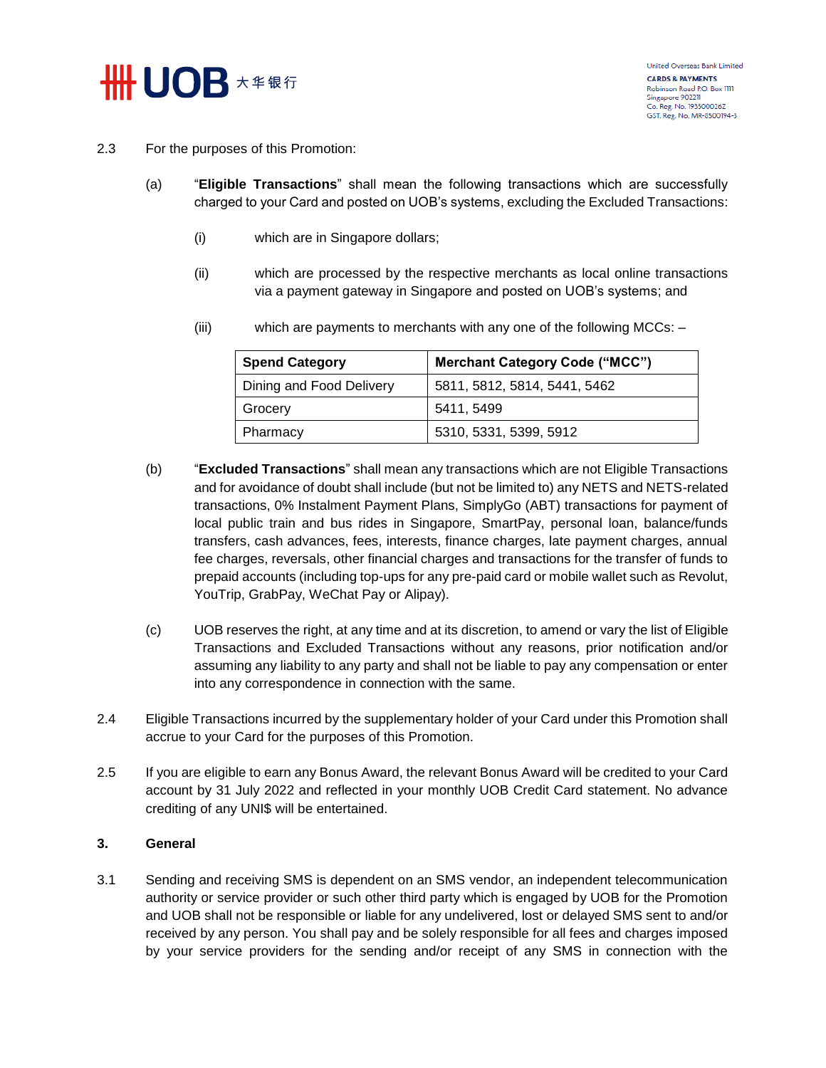2.3 For the purposes of this Promotion:

(a) "**Eligible Transactions**" shall mean the following transactions which are successfully charged to your Card and posted on UOB's systems, excluding the Excluded Transactions:

(i) which are in Singapore dollars;

(ii) which are processed by the respective merchants as local online transactions via a payment gateway in Singapore and posted on UOB's systems; and

(iii) which are payments to merchants with any one of the following MCCs: –

| **Spend Category** | **Merchant Category Code ("MCC")** |
|---|---|
| Dining and Food Delivery | 5811, 5812, 5814, 5441, 5462 |
| Grocery | 5411, 5499 |
| Pharmacy | 5310, 5331, 5399, 5912 |

(b) "**Excluded Transactions**" shall mean any transactions which are not Eligible Transactions and for avoidance of doubt shall include (but not be limited to) any NETS and NETS-related transactions, 0% Instalment Payment Plans, SimplyGo (ABT) transactions for payment of local public train and bus rides in Singapore, SmartPay, personal loan, balance/funds transfers, cash advances, fees, interests, finance charges, late payment charges, annual fee charges, reversals, other financial charges and transactions for the transfer of funds to prepaid accounts (including top-ups for any pre-paid card or mobile wallet such as Revolut, YouTrip, GrabPay, WeChat Pay or Alipay).

(c) UOB reserves the right, at any time and at its discretion, to amend or vary the list of Eligible Transactions and Excluded Transactions without any reasons, prior notification and/or assuming any liability to any party and shall not be liable to pay any compensation or enter into any correspondence in connection with the same.

2.4 Eligible Transactions incurred by the supplementary holder of your Card under this Promotion shall accrue to your Card for the purposes of this Promotion.

2.5 If you are eligible to earn any Bonus Award, the relevant Bonus Award will be credited to your Card account by 31 July 2022 and reflected in your monthly UOB Credit Card statement. No advance crediting of any UNI$ will be entertained.

## 3. General

3.1 Sending and receiving SMS is dependent on an SMS vendor, an independent telecommunication authority or service provider or such other third party which is engaged by UOB for the Promotion and UOB shall not be responsible or liable for any undelivered, lost or delayed SMS sent to and/or received by any person. You shall pay and be solely responsible for all fees and charges imposed by your service providers for the sending and/or receipt of any SMS in connection with the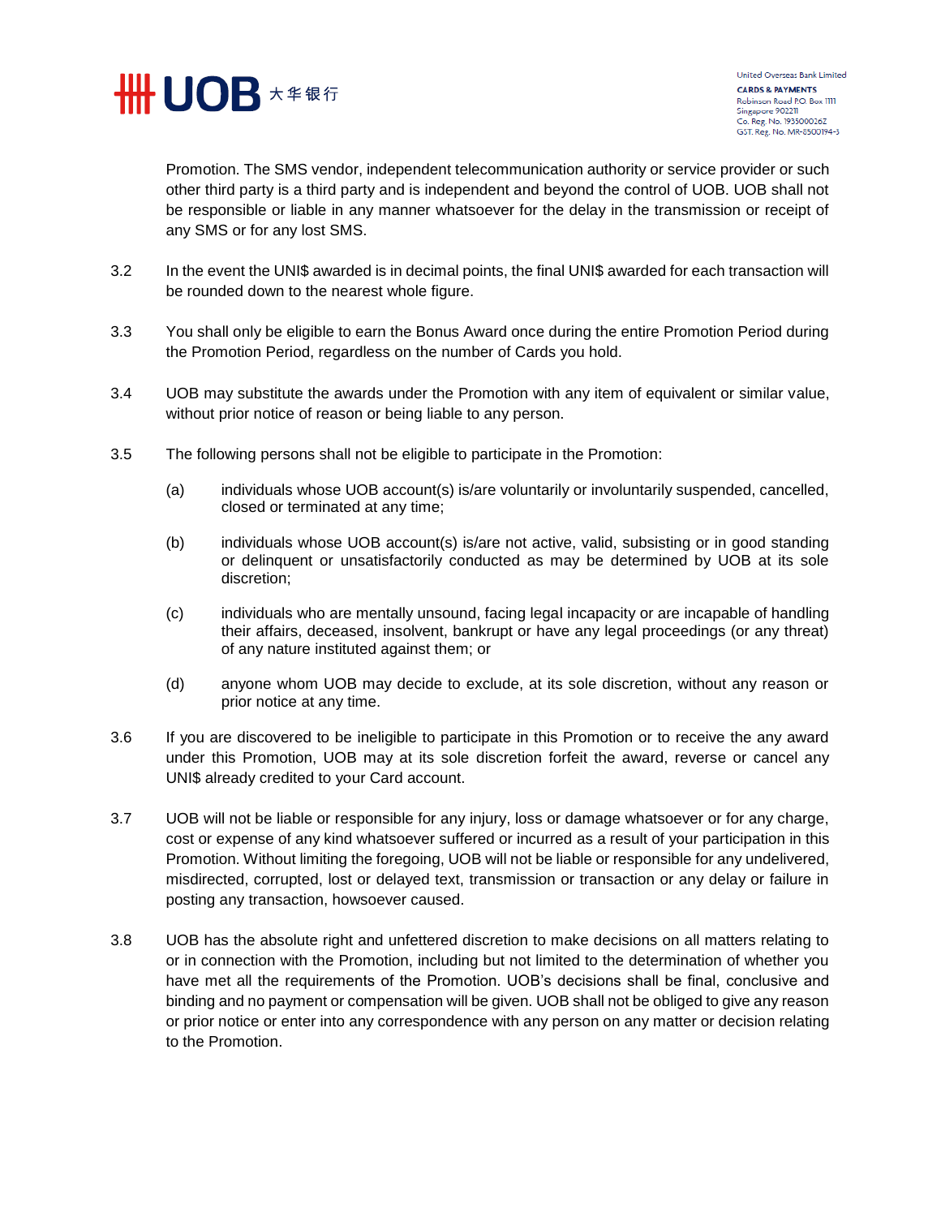Promotion. The SMS vendor, independent telecommunication authority or service provider or such other third party is a third party and is independent and beyond the control of UOB. UOB shall not be responsible or liable in any manner whatsoever for the delay in the transmission or receipt of any SMS or for any lost SMS.

3.2 In the event the UNI$ awarded is in decimal points, the final UNI$ awarded for each transaction will be rounded down to the nearest whole figure.

3.3 You shall only be eligible to earn the Bonus Award once during the entire Promotion Period during the Promotion Period, regardless on the number of Cards you hold.

3.4 UOB may substitute the awards under the Promotion with any item of equivalent or similar value, without prior notice of reason or being liable to any person.

3.5 The following persons shall not be eligible to participate in the Promotion:

(a) individuals whose UOB account(s) is/are voluntarily or involuntarily suspended, cancelled, closed or terminated at any time;

(b) individuals whose UOB account(s) is/are not active, valid, subsisting or in good standing or delinquent or unsatisfactorily conducted as may be determined by UOB at its sole discretion;

(c) individuals who are mentally unsound, facing legal incapacity or are incapable of handling their affairs, deceased, insolvent, bankrupt or have any legal proceedings (or any threat) of any nature instituted against them; or

(d) anyone whom UOB may decide to exclude, at its sole discretion, without any reason or prior notice at any time.

3.6 If you are discovered to be ineligible to participate in this Promotion or to receive the any award under this Promotion, UOB may at its sole discretion forfeit the award, reverse or cancel any UNI$ already credited to your Card account.

3.7 UOB will not be liable or responsible for any injury, loss or damage whatsoever or for any charge, cost or expense of any kind whatsoever suffered or incurred as a result of your participation in this Promotion. Without limiting the foregoing, UOB will not be liable or responsible for any undelivered, misdirected, corrupted, lost or delayed text, transmission or transaction or any delay or failure in posting any transaction, howsoever caused.

3.8 UOB has the absolute right and unfettered discretion to make decisions on all matters relating to or in connection with the Promotion, including but not limited to the determination of whether you have met all the requirements of the Promotion. UOB's decisions shall be final, conclusive and binding and no payment or compensation will be given. UOB shall not be obliged to give any reason or prior notice or enter into any correspondence with any person on any matter or decision relating to the Promotion.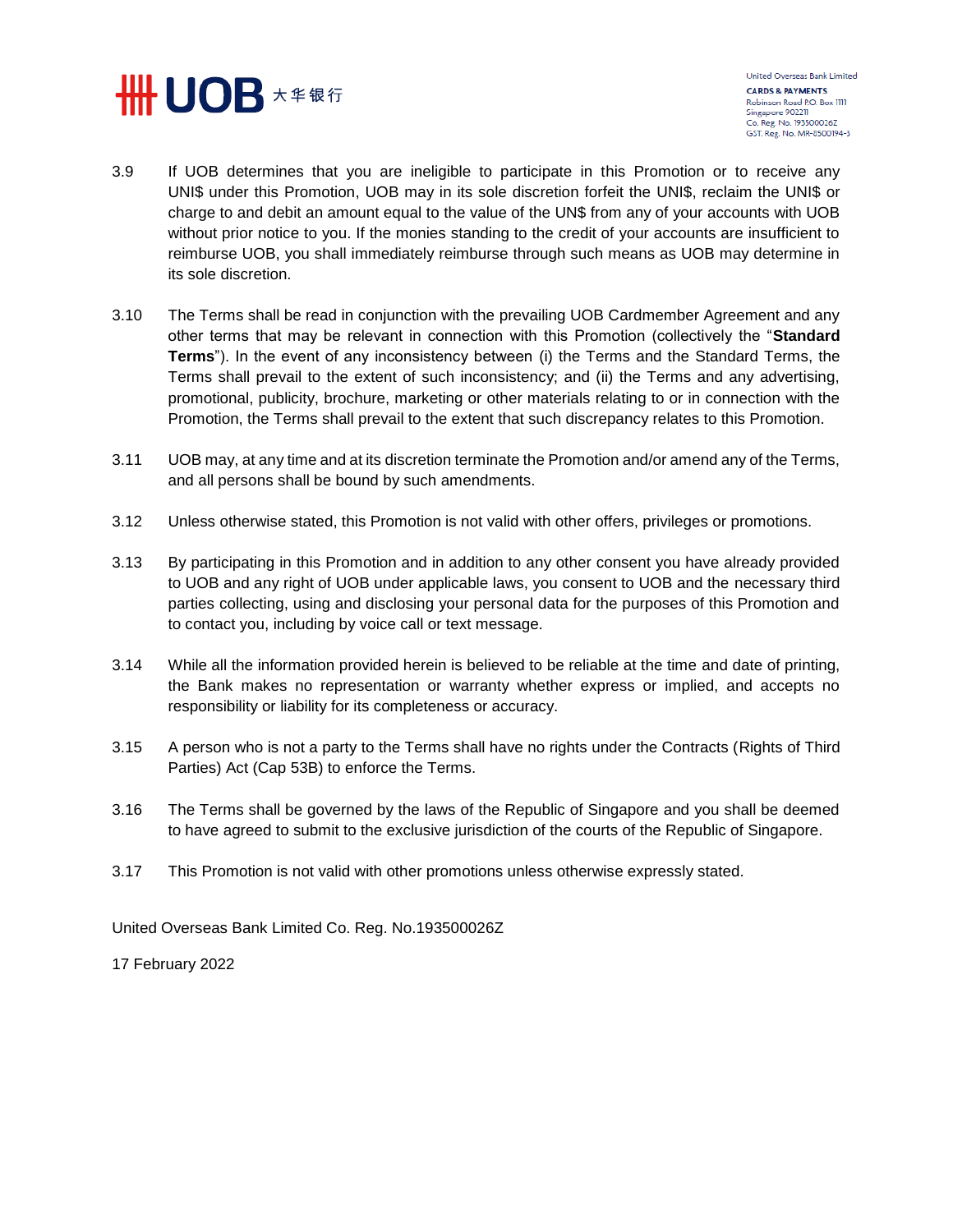3.9 If UOB determines that you are ineligible to participate in this Promotion or to receive any UNI$ under this Promotion, UOB may in its sole discretion forfeit the UNI$, reclaim the UNI$ or charge to and debit an amount equal to the value of the UN$ from any of your accounts with UOB without prior notice to you. If the monies standing to the credit of your accounts are insufficient to reimburse UOB, you shall immediately reimburse through such means as UOB may determine in its sole discretion.

3.10 The Terms shall be read in conjunction with the prevailing UOB Cardmember Agreement and any other terms that may be relevant in connection with this Promotion (collectively the "**Standard Terms**"). In the event of any inconsistency between (i) the Terms and the Standard Terms, the Terms shall prevail to the extent of such inconsistency; and (ii) the Terms and any advertising, promotional, publicity, brochure, marketing or other materials relating to or in connection with the Promotion, the Terms shall prevail to the extent that such discrepancy relates to this Promotion.

3.11 UOB may, at any time and at its discretion terminate the Promotion and/or amend any of the Terms, and all persons shall be bound by such amendments.

3.12 Unless otherwise stated, this Promotion is not valid with other offers, privileges or promotions.

3.13 By participating in this Promotion and in addition to any other consent you have already provided to UOB and any right of UOB under applicable laws, you consent to UOB and the necessary third parties collecting, using and disclosing your personal data for the purposes of this Promotion and to contact you, including by voice call or text message.

3.14 While all the information provided herein is believed to be reliable at the time and date of printing, the Bank makes no representation or warranty whether express or implied, and accepts no responsibility or liability for its completeness or accuracy.

3.15 A person who is not a party to the Terms shall have no rights under the Contracts (Rights of Third Parties) Act (Cap 53B) to enforce the Terms.

3.16 The Terms shall be governed by the laws of the Republic of Singapore and you shall be deemed to have agreed to submit to the exclusive jurisdiction of the courts of the Republic of Singapore.

3.17 This Promotion is not valid with other promotions unless otherwise expressly stated.

United Overseas Bank Limited Co. Reg. No.193500026Z

17 February 2022